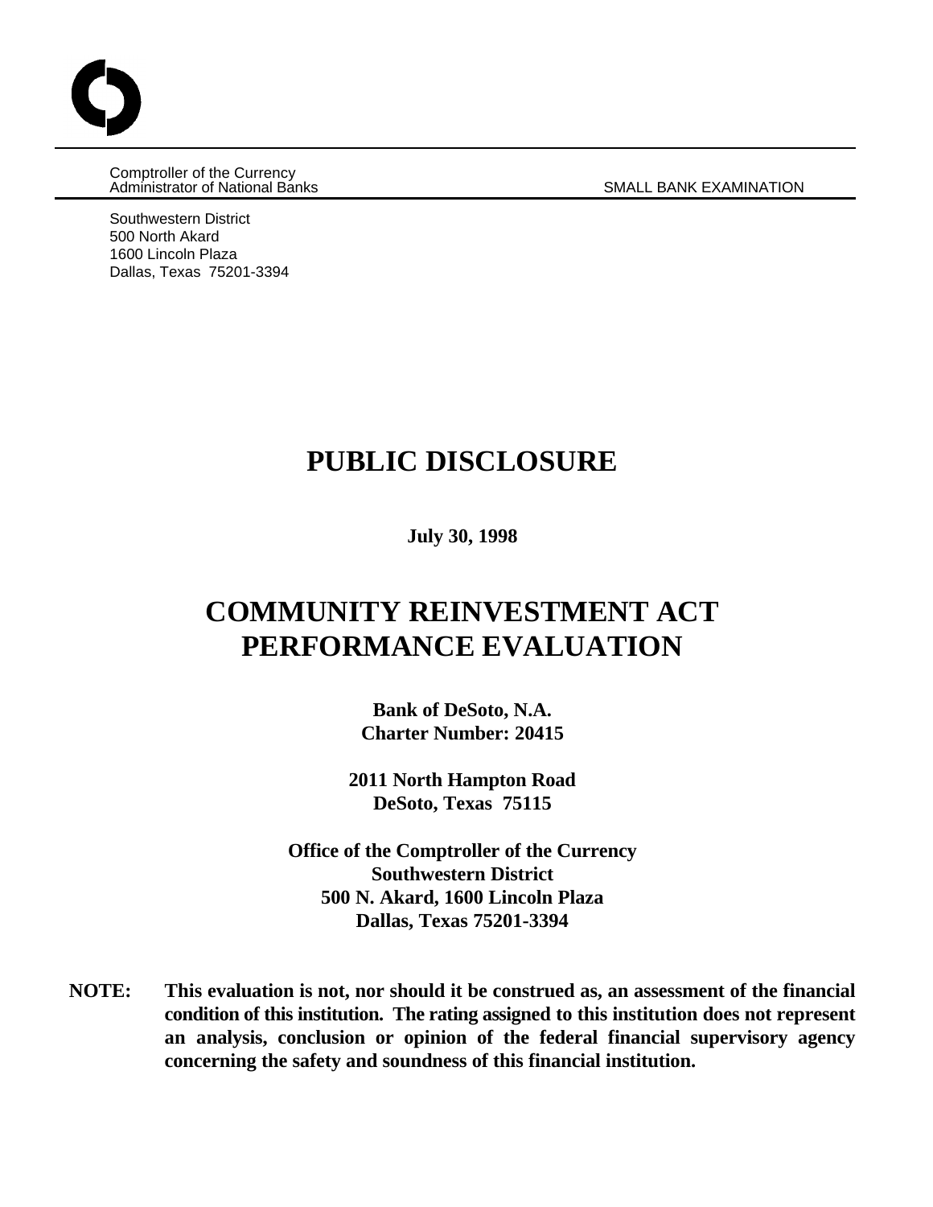Comptroller of the Currency
Administrator of National Banks SMALL BANK EXAMINATION

Southwestern District
500 North Akard
1600 Lincoln Plaza
Dallas, Texas 75201-3394

# PUBLIC DISCLOSURE

**July 30, 1998**

# COMMUNITY REINVESTMENT ACT PERFORMANCE EVALUATION

**Bank of DeSoto, N.A.**
**Charter Number: 20415**

**2011 North Hampton Road**
**DeSoto, Texas 75115**

**Office of the Comptroller of the Currency**
**Southwestern District**
**500 N. Akard, 1600 Lincoln Plaza**
**Dallas, Texas 75201-3394**

**NOTE: This evaluation is not, nor should it be construed as, an assessment of the financial condition of this institution. The rating assigned to this institution does not represent an analysis, conclusion or opinion of the federal financial supervisory agency concerning the safety and soundness of this financial institution.**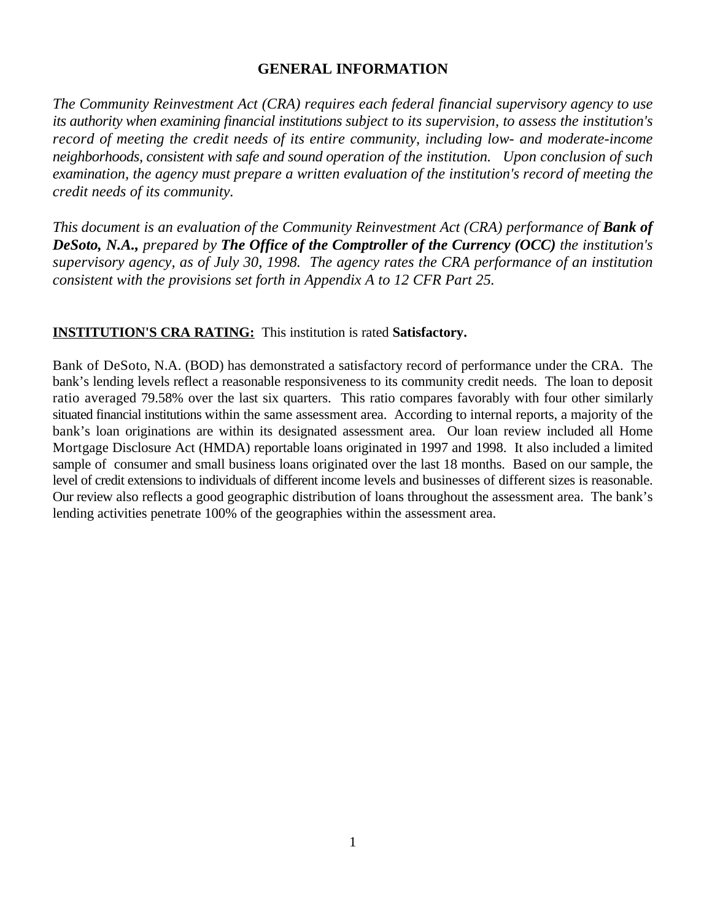## GENERAL INFORMATION

*The Community Reinvestment Act (CRA) requires each federal financial supervisory agency to use its authority when examining financial institutions subject to its supervision, to assess the institution's record of meeting the credit needs of its entire community, including low- and moderate-income neighborhoods, consistent with safe and sound operation of the institution. Upon conclusion of such examination, the agency must prepare a written evaluation of the institution's record of meeting the credit needs of its community.*

*This document is an evaluation of the Community Reinvestment Act (CRA) performance of **Bank of DeSoto, N.A.,** prepared by **The Office of the Comptroller of the Currency (OCC)** the institution's supervisory agency, as of July 30, 1998. The agency rates the CRA performance of an institution consistent with the provisions set forth in Appendix A to 12 CFR Part 25.*

**INSTITUTION'S CRA RATING:** This institution is rated **Satisfactory.**

Bank of DeSoto, N.A. (BOD) has demonstrated a satisfactory record of performance under the CRA. The bank's lending levels reflect a reasonable responsiveness to its community credit needs. The loan to deposit ratio averaged 79.58% over the last six quarters. This ratio compares favorably with four other similarly situated financial institutions within the same assessment area. According to internal reports, a majority of the bank's loan originations are within its designated assessment area. Our loan review included all Home Mortgage Disclosure Act (HMDA) reportable loans originated in 1997 and 1998. It also included a limited sample of consumer and small business loans originated over the last 18 months. Based on our sample, the level of credit extensions to individuals of different income levels and businesses of different sizes is reasonable. Our review also reflects a good geographic distribution of loans throughout the assessment area. The bank's lending activities penetrate 100% of the geographies within the assessment area.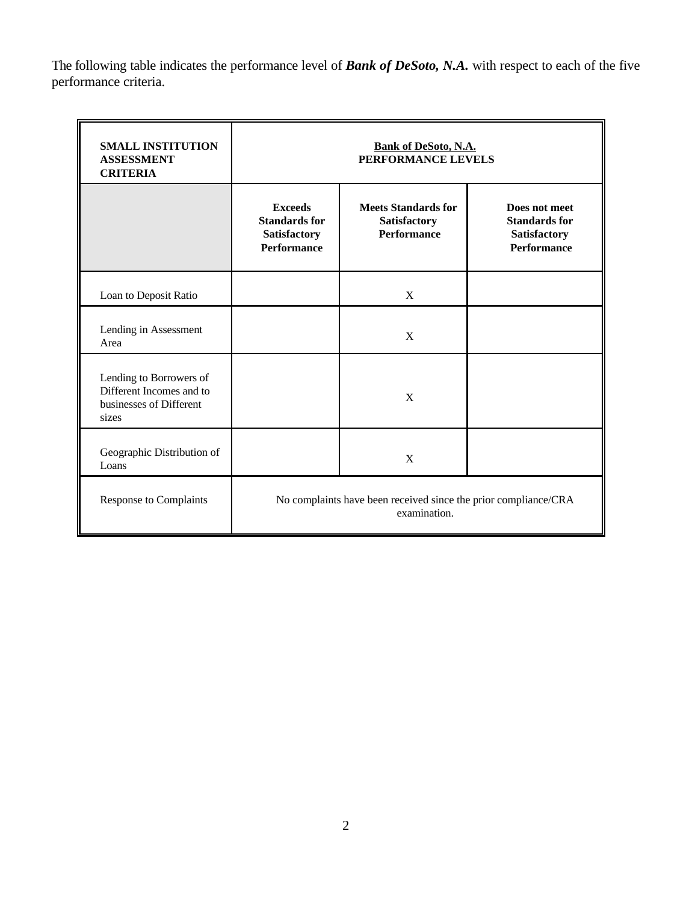The following table indicates the performance level of ***Bank of DeSoto, N.A.*** with respect to each of the five performance criteria.

| **SMALL INSTITUTION ASSESSMENT CRITERIA** | **Bank of DeSoto, N.A. PERFORMANCE LEVELS** | | |
|---|---|---|---|
| | **Exceeds Standards for Satisfactory Performance** | **Meets Standards for Satisfactory Performance** | **Does not meet Standards for Satisfactory Performance** |
| Loan to Deposit Ratio | | X | |
| Lending in Assessment Area | | X | |
| Lending to Borrowers of Different Incomes and to businesses of Different sizes | | X | |
| Geographic Distribution of Loans | | X | |
| Response to Complaints | No complaints have been received since the prior compliance/CRA examination. | | |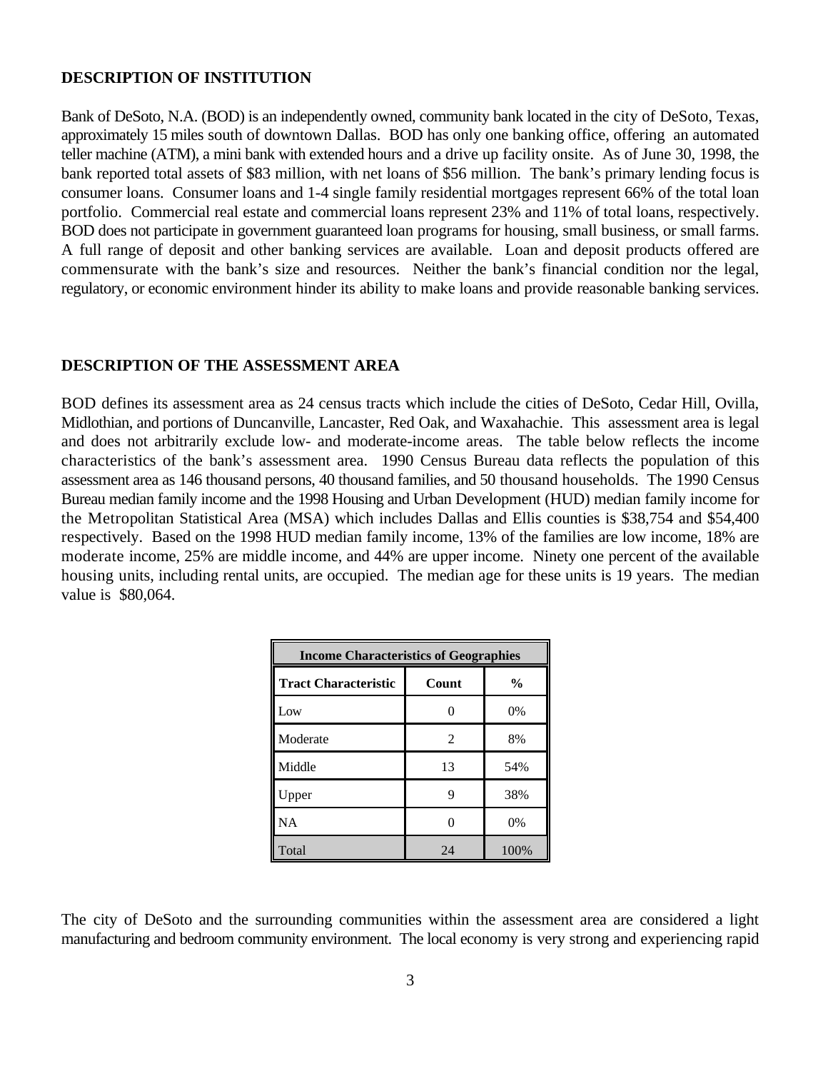## DESCRIPTION OF INSTITUTION

Bank of DeSoto, N.A. (BOD) is an independently owned, community bank located in the city of DeSoto, Texas, approximately 15 miles south of downtown Dallas. BOD has only one banking office, offering an automated teller machine (ATM), a mini bank with extended hours and a drive up facility onsite. As of June 30, 1998, the bank reported total assets of $83 million, with net loans of $56 million. The bank's primary lending focus is consumer loans. Consumer loans and 1-4 single family residential mortgages represent 66% of the total loan portfolio. Commercial real estate and commercial loans represent 23% and 11% of total loans, respectively. BOD does not participate in government guaranteed loan programs for housing, small business, or small farms. A full range of deposit and other banking services are available. Loan and deposit products offered are commensurate with the bank's size and resources. Neither the bank's financial condition nor the legal, regulatory, or economic environment hinder its ability to make loans and provide reasonable banking services.

## DESCRIPTION OF THE ASSESSMENT AREA

BOD defines its assessment area as 24 census tracts which include the cities of DeSoto, Cedar Hill, Ovilla, Midlothian, and portions of Duncanville, Lancaster, Red Oak, and Waxahachie. This assessment area is legal and does not arbitrarily exclude low- and moderate-income areas. The table below reflects the income characteristics of the bank's assessment area. 1990 Census Bureau data reflects the population of this assessment area as 146 thousand persons, 40 thousand families, and 50 thousand households. The 1990 Census Bureau median family income and the 1998 Housing and Urban Development (HUD) median family income for the Metropolitan Statistical Area (MSA) which includes Dallas and Ellis counties is $38,754 and $54,400 respectively. Based on the 1998 HUD median family income, 13% of the families are low income, 18% are moderate income, 25% are middle income, and 44% are upper income. Ninety one percent of the available housing units, including rental units, are occupied. The median age for these units is 19 years. The median value is $80,064.

| Income Characteristics of Geographies | | |
|---|---|---|
| **Tract Characteristic** | **Count** | **%** |
| Low | 0 | 0% |
| Moderate | 2 | 8% |
| Middle | 13 | 54% |
| Upper | 9 | 38% |
| NA | 0 | 0% |
| Total | 24 | 100% |

The city of DeSoto and the surrounding communities within the assessment area are considered a light manufacturing and bedroom community environment. The local economy is very strong and experiencing rapid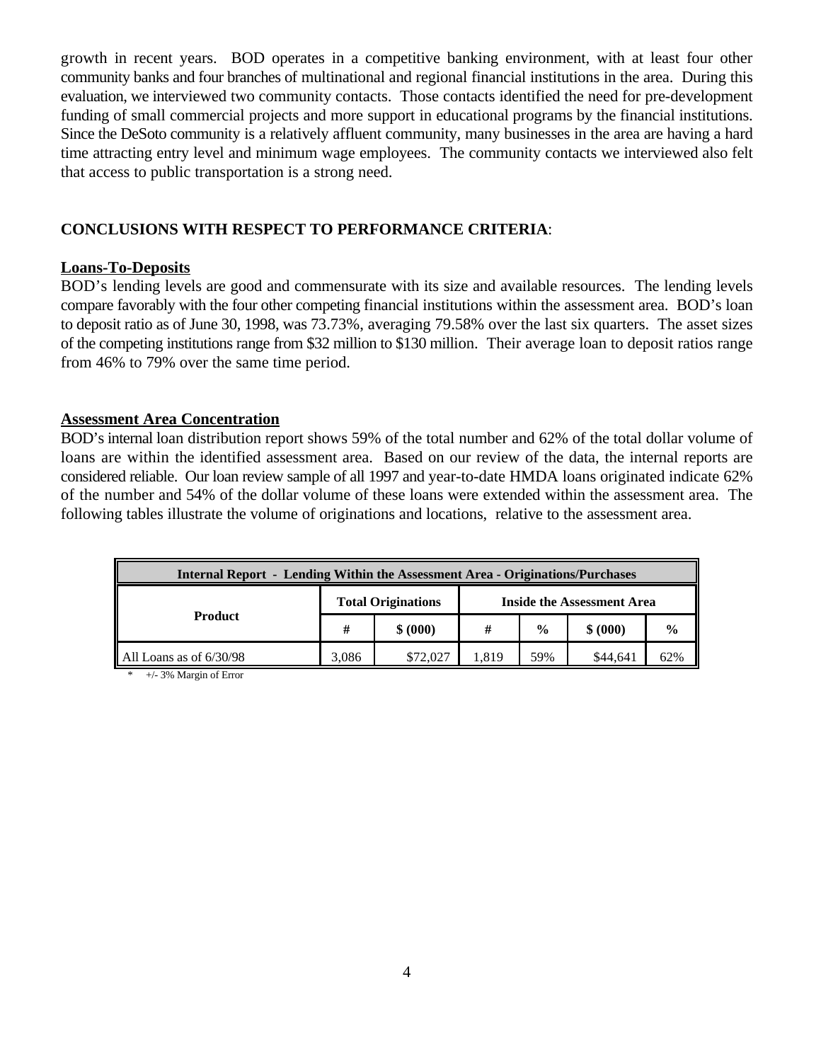growth in recent years. BOD operates in a competitive banking environment, with at least four other community banks and four branches of multinational and regional financial institutions in the area. During this evaluation, we interviewed two community contacts. Those contacts identified the need for pre-development funding of small commercial projects and more support in educational programs by the financial institutions. Since the DeSoto community is a relatively affluent community, many businesses in the area are having a hard time attracting entry level and minimum wage employees. The community contacts we interviewed also felt that access to public transportation is a strong need.

## CONCLUSIONS WITH RESPECT TO PERFORMANCE CRITERIA:

### Loans-To-Deposits

BOD's lending levels are good and commensurate with its size and available resources. The lending levels compare favorably with the four other competing financial institutions within the assessment area. BOD's loan to deposit ratio as of June 30, 1998, was 73.73%, averaging 79.58% over the last six quarters. The asset sizes of the competing institutions range from $32 million to $130 million. Their average loan to deposit ratios range from 46% to 79% over the same time period.

### Assessment Area Concentration

BOD's internal loan distribution report shows 59% of the total number and 62% of the total dollar volume of loans are within the identified assessment area. Based on our review of the data, the internal reports are considered reliable. Our loan review sample of all 1997 and year-to-date HMDA loans originated indicate 62% of the number and 54% of the dollar volume of these loans were extended within the assessment area. The following tables illustrate the volume of originations and locations, relative to the assessment area.

| Internal Report - Lending Within the Assessment Area - Originations/Purchases | | | | | | |
|---|---|---|---|---|---|---|
| Product | Total Originations | | Inside the Assessment Area | | | |
| | # | $ (000) | # | % | $ (000) | % |
| All Loans as of 6/30/98 | 3,086 | $72,027 | 1,819 | 59% | $44,641 | 62% |

* +/- 3% Margin of Error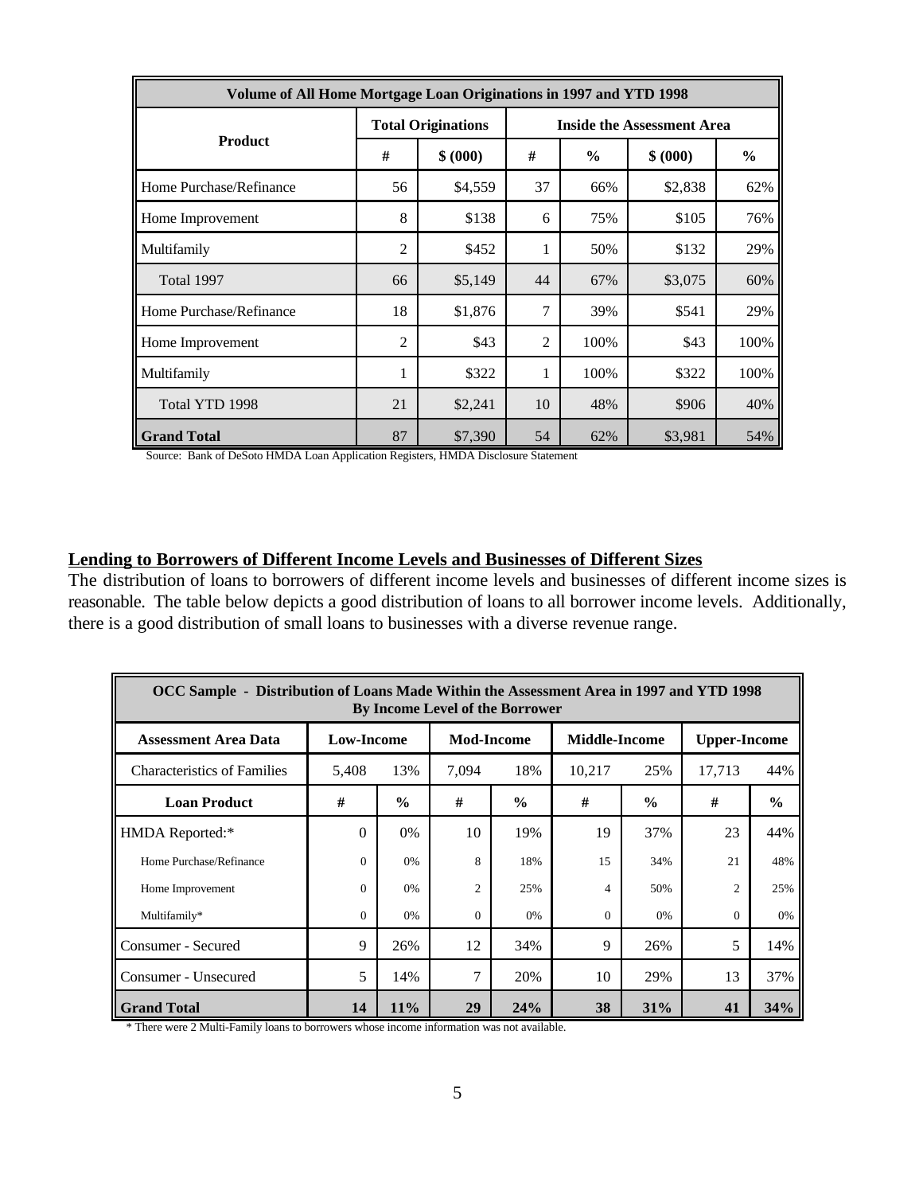| Volume of All Home Mortgage Loan Originations in 1997 and YTD 1998 | | | | | | |
|---|---|---|---|---|---|---|
| **Product** | **Total Originations** | | **Inside the Assessment Area** | | | |
| | **#** | **$ (000)** | **#** | **%** | **$ (000)** | **%** |
| Home Purchase/Refinance | 56 | $4,559 | 37 | 66% | $2,838 | 62% |
| Home Improvement | 8 | $138 | 6 | 75% | $105 | 76% |
| Multifamily | 2 | $452 | 1 | 50% | $132 | 29% |
| Total 1997 | 66 | $5,149 | 44 | 67% | $3,075 | 60% |
| Home Purchase/Refinance | 18 | $1,876 | 7 | 39% | $541 | 29% |
| Home Improvement | 2 | $43 | 2 | 100% | $43 | 100% |
| Multifamily | 1 | $322 | 1 | 100% | $322 | 100% |
| Total YTD 1998 | 21 | $2,241 | 10 | 48% | $906 | 40% |
| **Grand Total** | 87 | $7,390 | 54 | 62% | $3,981 | 54% |

Source: Bank of DeSoto HMDA Loan Application Registers, HMDA Disclosure Statement

**Lending to Borrowers of Different Income Levels and Businesses of Different Sizes**

The distribution of loans to borrowers of different income levels and businesses of different income sizes is reasonable. The table below depicts a good distribution of loans to all borrower income levels. Additionally, there is a good distribution of small loans to businesses with a diverse revenue range.

| OCC Sample - Distribution of Loans Made Within the Assessment Area in 1997 and YTD 1998 By Income Level of the Borrower | | | | | | | | |
|---|---|---|---|---|---|---|---|---|
| **Assessment Area Data** | **Low-Income** | | **Mod-Income** | | **Middle-Income** | | **Upper-Income** | |
| Characteristics of Families | 5,408 | 13% | 7,094 | 18% | 10,217 | 25% | 17,713 | 44% |
| **Loan Product** | **#** | **%** | **#** | **%** | **#** | **%** | **#** | **%** |
| HMDA Reported:* | 0 | 0% | 10 | 19% | 19 | 37% | 23 | 44% |
| Home Purchase/Refinance | 0 | 0% | 8 | 18% | 15 | 34% | 21 | 48% |
| Home Improvement | 0 | 0% | 2 | 25% | 4 | 50% | 2 | 25% |
| Multifamily* | 0 | 0% | 0 | 0% | 0 | 0% | 0 | 0% |
| Consumer - Secured | 9 | 26% | 12 | 34% | 9 | 26% | 5 | 14% |
| Consumer - Unsecured | 5 | 14% | 7 | 20% | 10 | 29% | 13 | 37% |
| **Grand Total** | **14** | **11%** | **29** | **24%** | **38** | **31%** | **41** | **34%** |

\* There were 2 Multi-Family loans to borrowers whose income information was not available.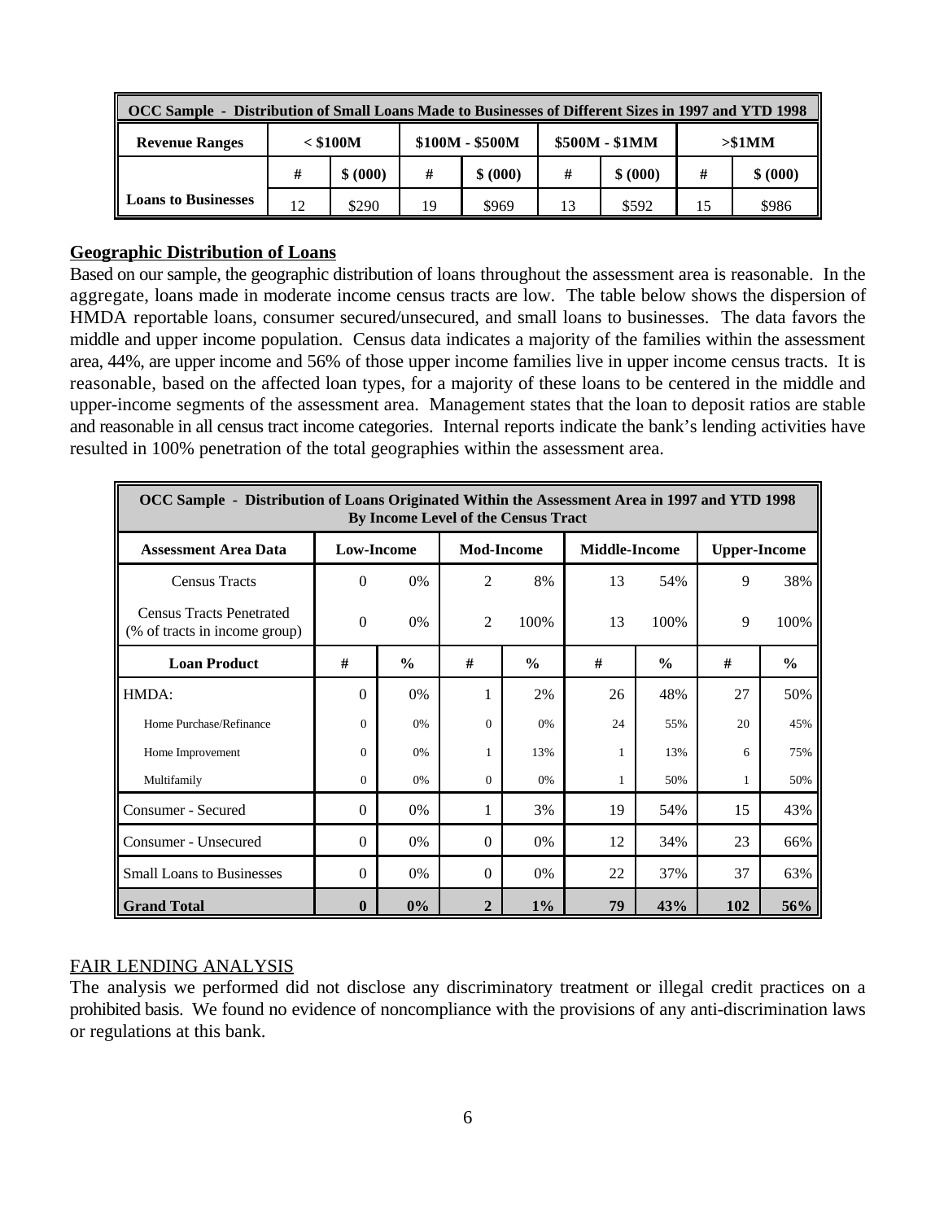| OCC Sample - Distribution of Small Loans Made to Businesses of Different Sizes in 1997 and YTD 1998 | | | | | | | | |
|---|---|---|---|---|---|---|---|---|
| **Revenue Ranges** | **< $100M** | | **$100M - $500M** | | **$500M - $1MM** | | **>$1MM** | |
| | **#** | **$ (000)** | **#** | **$ (000)** | **#** | **$ (000)** | **#** | **$ (000)** |
| **Loans to Businesses** | 12 | $290 | 19 | $969 | 13 | $592 | 15 | $986 |

## Geographic Distribution of Loans

Based on our sample, the geographic distribution of loans throughout the assessment area is reasonable. In the aggregate, loans made in moderate income census tracts are low. The table below shows the dispersion of HMDA reportable loans, consumer secured/unsecured, and small loans to businesses. The data favors the middle and upper income population. Census data indicates a majority of the families within the assessment area, 44%, are upper income and 56% of those upper income families live in upper income census tracts. It is reasonable, based on the affected loan types, for a majority of these loans to be centered in the middle and upper-income segments of the assessment area. Management states that the loan to deposit ratios are stable and reasonable in all census tract income categories. Internal reports indicate the bank's lending activities have resulted in 100% penetration of the total geographies within the assessment area.

| OCC Sample - Distribution of Loans Originated Within the Assessment Area in 1997 and YTD 1998 By Income Level of the Census Tract | | | | | | | | |
|---|---|---|---|---|---|---|---|---|
| **Assessment Area Data** | **Low-Income** | | **Mod-Income** | | **Middle-Income** | | **Upper-Income** | |
| Census Tracts | 0 | 0% | 2 | 8% | 13 | 54% | 9 | 38% |
| Census Tracts Penetrated (% of tracts in income group) | 0 | 0% | 2 | 100% | 13 | 100% | 9 | 100% |
| **Loan Product** | **#** | **%** | **#** | **%** | **#** | **%** | **#** | **%** |
| HMDA: | 0 | 0% | 1 | 2% | 26 | 48% | 27 | 50% |
| Home Purchase/Refinance | 0 | 0% | 0 | 0% | 24 | 55% | 20 | 45% |
| Home Improvement | 0 | 0% | 1 | 13% | 1 | 13% | 6 | 75% |
| Multifamily | 0 | 0% | 0 | 0% | 1 | 50% | 1 | 50% |
| Consumer - Secured | 0 | 0% | 1 | 3% | 19 | 54% | 15 | 43% |
| Consumer - Unsecured | 0 | 0% | 0 | 0% | 12 | 34% | 23 | 66% |
| Small Loans to Businesses | 0 | 0% | 0 | 0% | 22 | 37% | 37 | 63% |
| **Grand Total** | **0** | **0%** | **2** | **1%** | **79** | **43%** | **102** | **56%** |

## FAIR LENDING ANALYSIS

The analysis we performed did not disclose any discriminatory treatment or illegal credit practices on a prohibited basis. We found no evidence of noncompliance with the provisions of any anti-discrimination laws or regulations at this bank.